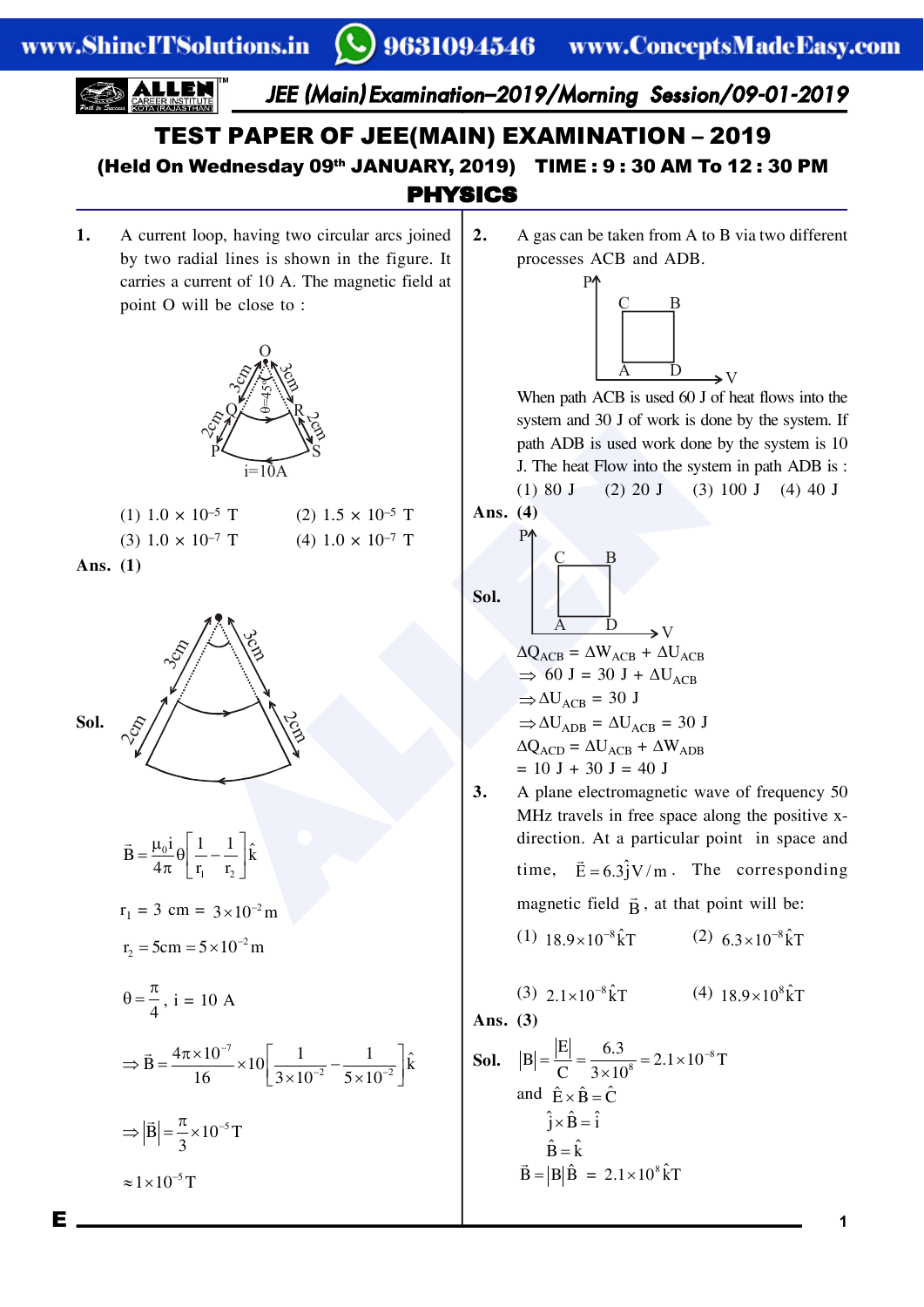# TEST PAPER OF JEE(MAIN) EXAMINATION – 2019

**(Held On Wednesday 09th JANUARY, 2019) TIME : 9 : 30 AM To 12 : 30 PM**

## PHYSICS

**1.** A current loop, having two circular arcs joined by two radial lines is shown in the figure. It carries a current of 10 A. The magnetic field at point O will be close to :

(1) $1.0 \times 10^{-5}$ T (2) $1.5 \times 10^{-5}$ T

(3) $1.0 \times 10^{-7}$ T (4) $1.0 \times 10^{-7}$ T

**Ans. (1)**

**Sol.**

$$\vec{B} = \frac{\mu_0 i}{4\pi}\theta\left[\frac{1}{r_1} - \frac{1}{r_2}\right]\hat{k}$$

$r_1 = 3 \text{ cm} = 3\times10^{-2}\text{m}$

$r_2 = 5\text{cm} = 5\times10^{-2}\text{m}$

$\theta = \frac{\pi}{4}$, i = 10 A

$$\Rightarrow \vec{B} = \frac{4\pi\times10^{-7}}{16}\times10\left[\frac{1}{3\times10^{-2}} - \frac{1}{5\times10^{-2}}\right]\hat{k}$$

$$\Rightarrow |\vec{B}| = \frac{\pi}{3}\times10^{-5}\text{T}$$

$$\approx 1\times10^{-5}\text{T}$$

**2.** A gas can be taken from A to B via two different processes ACB and ADB.

When path ACB is used 60 J of heat flows into the system and 30 J of work is done by the system. If path ADB is used work done by the system is 10 J. The heat Flow into the system in path ADB is :

(1) 80 J (2) 20 J (3) 100 J (4) 40 J

**Ans. (4)**

**Sol.**

$\Delta Q_{ACB} = \Delta W_{ACB} + \Delta U_{ACB}$

$\Rightarrow$ 60 J = 30 J + $\Delta U_{ACB}$

$\Rightarrow \Delta U_{ACB}$ = 30 J

$\Rightarrow \Delta U_{ADB} = \Delta U_{ACB}$ = 30 J

$\Delta Q_{ACD} = \Delta U_{ACB} + \Delta W_{ADB}$

= 10 J + 30 J = 40 J

**3.** A plane electromagnetic wave of frequency 50 MHz travels in free space along the positive x-direction. At a particular point in space and time, $\vec{E} = 6.3\hat{j}\,\text{V/m}$. The corresponding magnetic field $\vec{B}$, at that point will be:

(1) $18.9\times10^{-8}\hat{k}\text{T}$ (2) $6.3\times10^{-8}\hat{k}\text{T}$

(3) $2.1\times10^{-8}\hat{k}\text{T}$ (4) $18.9\times10^{8}\hat{k}\text{T}$

**Ans. (3)**

**Sol.** $|B| = \frac{|E|}{C} = \frac{6.3}{3\times10^8} = 2.1\times10^{-8}\text{T}$

and $\hat{E}\times\hat{B} = \hat{C}$

$\hat{j}\times\hat{B} = \hat{i}$

$\hat{B} = \hat{k}$

$\vec{B} = |B|\hat{B} = 2.1\times10^{8}\hat{k}\text{T}$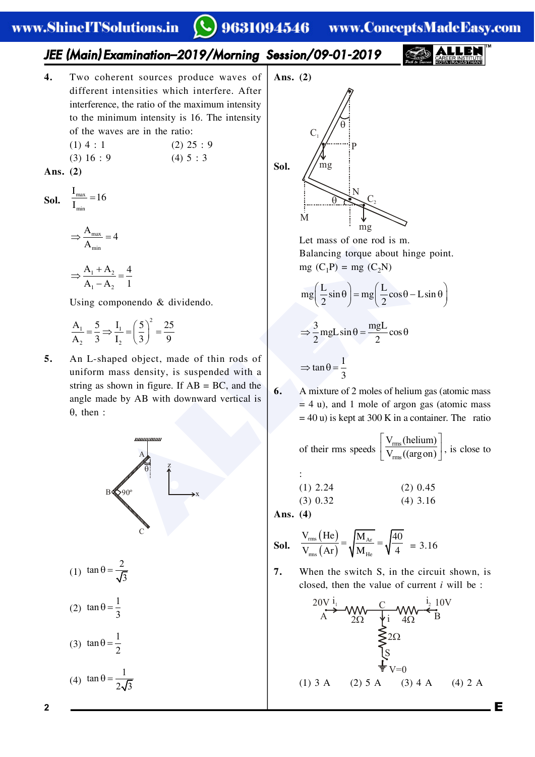**4.** Two coherent sources produce waves of different intensities which interfere. After interference, the ratio of the maximum intensity to the minimum intensity is 16. The intensity of the waves are in the ratio:

(1) 4 : 1 (2) 25 : 9

(3) 16 : 9 (4) 5 : 3

**Ans. (2)**

**Sol.** $\frac{I_{max}}{I_{min}} = 16$

$\Rightarrow \frac{A_{max}}{A_{min}} = 4$

$\Rightarrow \frac{A_1 + A_2}{A_1 - A_2} = \frac{4}{1}$

Using componendo & dividendo.

$\frac{A_1}{A_2} = \frac{5}{3} \Rightarrow \frac{I_1}{I_2} = \left(\frac{5}{3}\right)^2 = \frac{25}{9}$

**5.** An L-shaped object, made of thin rods of uniform mass density, is suspended with a string as shown in figure. If AB = BC, and the angle made by AB with downward vertical is θ, then :

(1) $\tan\theta = \frac{2}{\sqrt{3}}$

(2) $\tan\theta = \frac{1}{3}$

(3) $\tan\theta = \frac{1}{2}$

(4) $\tan\theta = \frac{1}{2\sqrt{3}}$

**Ans. (2)**

**Sol.**

Let mass of one rod is m.

Balancing torque about hinge point.

mg ($C_1P$) = mg ($C_2N$)

$mg\left(\frac{L}{2}\sin\theta\right) = mg\left(\frac{L}{2}\cos\theta - L\sin\theta\right)$

$\Rightarrow \frac{3}{2}mgL\sin\theta = \frac{mgL}{2}\cos\theta$

$\Rightarrow \tan\theta = \frac{1}{3}$

**6.** A mixture of 2 moles of helium gas (atomic mass = 4 u), and 1 mole of argon gas (atomic mass = 40 u) is kept at 300 K in a container. The ratio of their rms speeds $\left[\frac{V_{rms}(\text{helium})}{V_{rms}((\text{argon})}\right]$, is close to :

(1) 2.24 (2) 0.45

(3) 0.32 (4) 3.16

**Ans. (4)**

**Sol.** $\frac{V_{rms}(He)}{V_{rms}(Ar)} = \sqrt{\frac{M_{Ar}}{M_{He}}} = \sqrt{\frac{40}{4}} = 3.16$

**7.** When the switch S, in the circuit shown, is closed, then the value of current *i* will be :

(1) 3 A (2) 5 A (3) 4 A (4) 2 A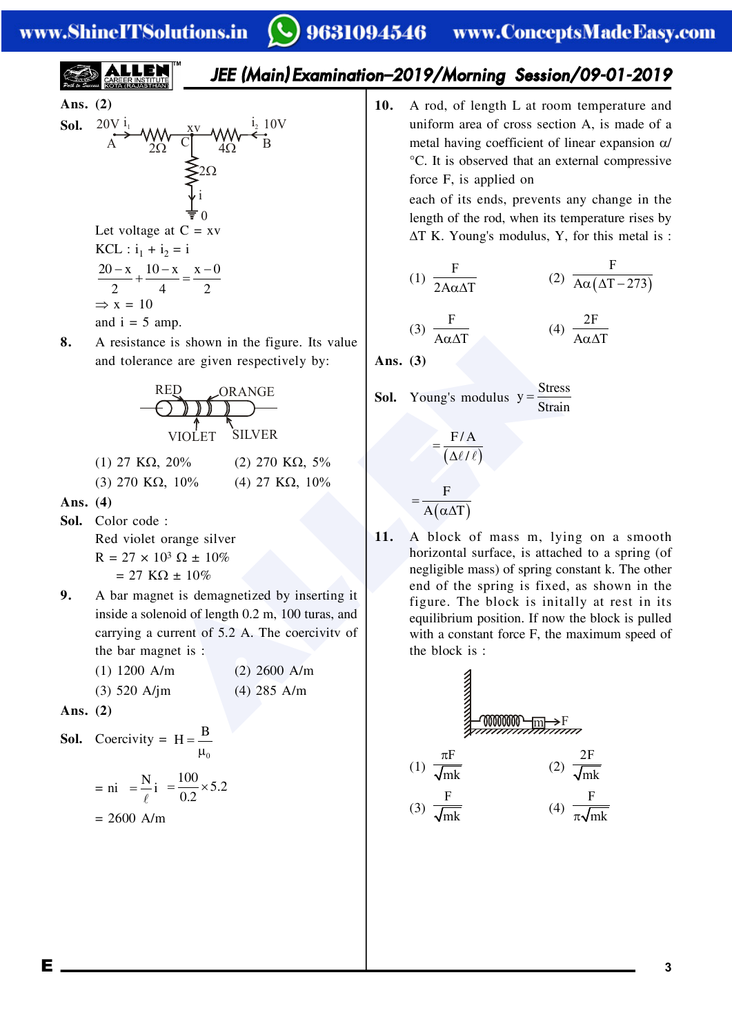**Ans.** (2)

**Sol.** 20V $i_1$ A — 2Ω — C (xv) — 4Ω — $i_2$ 10V B; from C, 2Ω to 0 with current i

Let voltage at C = xv

KCL : $i_1 + i_2 = i$

$$\frac{20-x}{2}+\frac{10-x}{4}=\frac{x-0}{2}$$

$\Rightarrow x = 10$

and i = 5 amp.

**8.** A resistance is shown in the figure. Its value and tolerance are given respectively by:

RED, ORANGE, VIOLET, SILVER

(1) 27 KΩ, 20% (2) 270 KΩ, 5%

(3) 270 KΩ, 10% (4) 27 KΩ, 10%

**Ans.** (4)

**Sol.** Color code :

Red violet orange silver

$R = 27 \times 10^3\ \Omega \pm 10\%$

$= 27\ \text{K}\Omega \pm 10\%$

**9.** A bar magnet is demagnetized by inserting it inside a solenoid of length 0.2 m, 100 turas, and carrying a current of 5.2 A. The coercivitv of the bar magnet is :

(1) 1200 A/m (2) 2600 A/m

(3) 520 A/jm (4) 285 A/m

**Ans.** (2)

**Sol.** Coercivity = $H=\frac{B}{\mu_0}$

$$= ni = \frac{N}{\ell}i = \frac{100}{0.2}\times 5.2$$

= 2600 A/m

**10.** A rod, of length L at room temperature and uniform area of cross section A, is made of a metal having coefficient of linear expansion α/°C. It is observed that an external compressive force F, is applied on each of its ends, prevents any change in the length of the rod, when its temperature rises by ΔT K. Young's modulus, Y, for this metal is :

(1) $\frac{F}{2A\alpha\Delta T}$ (2) $\frac{F}{A\alpha(\Delta T-273)}$

(3) $\frac{F}{A\alpha\Delta T}$ (4) $\frac{2F}{A\alpha\Delta T}$

**Ans.** (3)

**Sol.** Young's modulus $y=\frac{\text{Stress}}{\text{Strain}}$

$$=\frac{F/A}{(\Delta\ell/\ell)}$$

$$=\frac{F}{A(\alpha\Delta T)}$$

**11.** A block of mass m, lying on a smooth horizontal surface, is attached to a spring (of negligible mass) of spring constant k. The other end of the spring is fixed, as shown in the figure. The block is initally at rest in its equilibrium position. If now the block is pulled with a constant force F, the maximum speed of the block is :

(1) $\frac{\pi F}{\sqrt{mk}}$ (2) $\frac{2F}{\sqrt{mk}}$

(3) $\frac{F}{\sqrt{mk}}$ (4) $\frac{F}{\pi\sqrt{mk}}$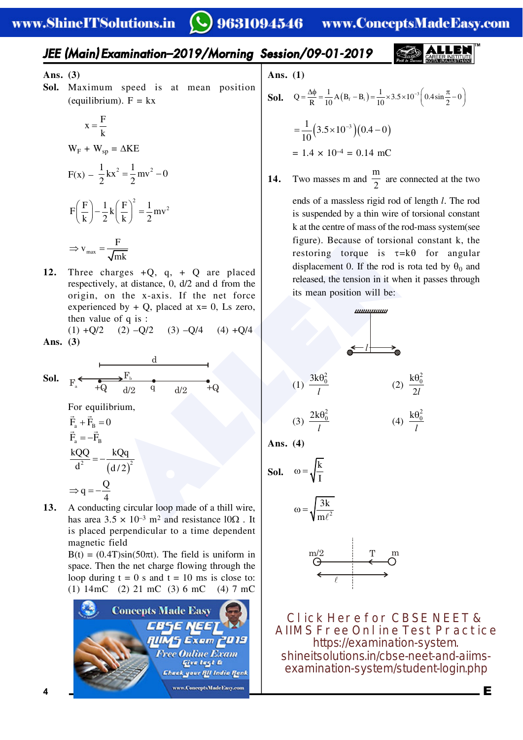**Ans. (3)**

**Sol.** Maximum speed is at mean position (equilibrium). F = kx

$$x = \frac{F}{k}$$

$W_F + W_{sp} = \Delta KE$

$$F(x) - \frac{1}{2}kx^2 = \frac{1}{2}mv^2 - 0$$

$$F\left(\frac{F}{k}\right) - \frac{1}{2}k\left(\frac{F}{k}\right)^2 = \frac{1}{2}mv^2$$

$$\Rightarrow v_{max} = \frac{F}{\sqrt{mk}}$$

**12.** Three charges +Q, q, + Q are placed respectively, at distance, 0, d/2 and d from the origin, on the x-axis. If the net force experienced by + Q, placed at x= 0, Ls zero, then value of q is :

(1) +Q/2 (2) –Q/2 (3) –Q/4 (4) +Q/4

**Ans. (3)**

**Sol.** $F_a$ ← +Q → $F_b$ ——d/2—— q ——d/2—— +Q (total distance d)

For equilibrium,

$$\vec{F}_a + \vec{F}_B = 0$$

$$\vec{F}_a = -\vec{F}_B$$

$$\frac{kQQ}{d^2} = -\frac{kQq}{(d/2)^2}$$

$$\Rightarrow q = -\frac{Q}{4}$$

**13.** A conducting circular loop made of a thill wire, has area $3.5 \times 10^{-3}$ m² and resistance 10Ω . It is placed perpendicular to a time dependent magnetic field

B(t) = (0.4T)sin(50πt). The field is uniform in space. Then the net charge flowing through the loop during t = 0 s and t = 10 ms is close to:

(1) 14mC (2) 21 mC (3) 6 mC (4) 7 mC

**Ans. (1)**

**Sol.**
$$Q = \frac{\Delta\phi}{R} = \frac{1}{10}A(B_f - B_i) = \frac{1}{10} \times 3.5 \times 10^{-3}\left(0.4\sin\frac{\pi}{2} - 0\right)$$

$$= \frac{1}{10}(3.5 \times 10^{-3})(0.4 - 0)$$

$= 1.4 \times 10^{-4} = 0.14$ mC

**14.** Two masses m and $\frac{m}{2}$ are connected at the two ends of a massless rigid rod of length $l$. The rod is suspended by a thin wire of torsional constant k at the centre of mass of the rod-mass system(see figure). Because of torsional constant k, the restoring torque is τ=kθ for angular displacement 0. If the rod is rota ted by $\theta_0$ and released, the tension in it when it passes through its mean position will be:

(1) $\frac{3k\theta_0^2}{l}$ (2) $\frac{k\theta_0^2}{2l}$

(3) $\frac{2k\theta_0^2}{l}$ (4) $\frac{k\theta_0^2}{l}$

**Ans. (4)**

**Sol.**
$$\omega = \sqrt{\frac{k}{I}}$$

$$\omega = \sqrt{\frac{3k}{m\ell^2}}$$

m/2 —— T ——— m (length $\ell$)

Click Here for CBSE NEET & AIIMS Free Online Test Practice
https://examination-system.shineitsolutions.in/cbse-neet-and-aiims-examination-system/student-login.php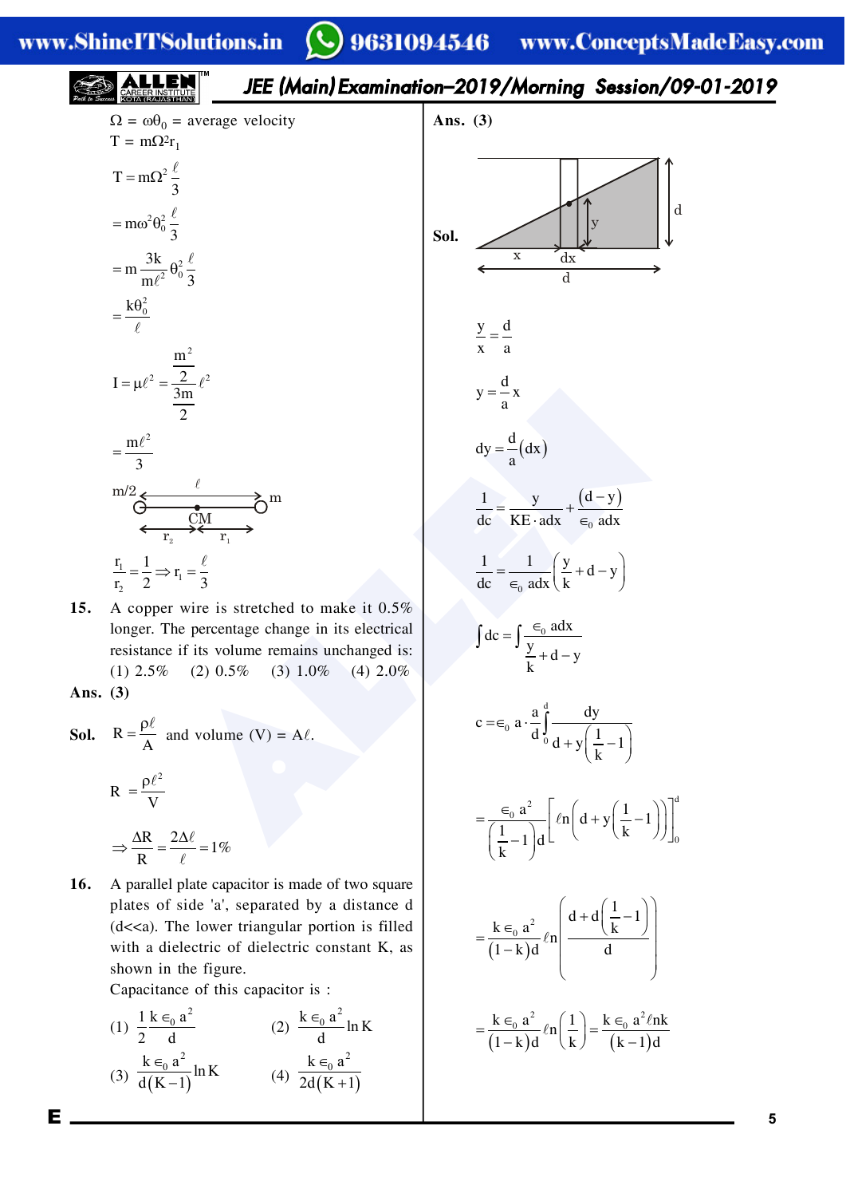$\Omega = \omega\theta_0$ = average velocity

$T = m\Omega^2 r_1$

$$T = m\Omega^2 \frac{\ell}{3}$$

$$= m\omega^2\theta_0^2 \frac{\ell}{3}$$

$$= m\frac{3k}{m\ell^2}\theta_0^2\frac{\ell}{3}$$

$$= \frac{k\theta_0^2}{\ell}$$

$$I = \mu\ell^2 = \frac{\frac{m^2}{2}}{\frac{3m}{2}}\ell^2$$

$$= \frac{m\ell^2}{3}$$

m/2 ——— CM ——— m (length $\ell$, distances $r_2$ and $r_1$ from CM)

$$\frac{r_1}{r_2} = \frac{1}{2} \Rightarrow r_1 = \frac{\ell}{3}$$

**15.** A copper wire is stretched to make it 0.5% longer. The percentage change in its electrical resistance if its volume remains unchanged is:

(1) 2.5% (2) 0.5% (3) 1.0% (4) 2.0%

**Ans. (3)**

**Sol.** $R = \frac{\rho\ell}{A}$ and volume (V) = $A\ell$.

$$R = \frac{\rho\ell^2}{V}$$

$$\Rightarrow \frac{\Delta R}{R} = \frac{2\Delta\ell}{\ell} = 1\%$$

**16.** A parallel plate capacitor is made of two square plates of side 'a', separated by a distance d (d<<a). The lower triangular portion is filled with a dielectric of dielectric constant K, as shown in the figure.

Capacitance of this capacitor is :

(1) $\frac{1}{2}\frac{k\in_0 a^2}{d}$ (2) $\frac{k\in_0 a^2}{d}\ln K$

(3) $\frac{k\in_0 a^2}{d(K-1)}\ln K$ (4) $\frac{k\in_0 a^2}{2d(K+1)}$

**Ans. (3)**

**Sol.** (Figure: triangular dielectric region with strip of width dx at distance x, height y; plate separation d, length d)

$$\frac{y}{x} = \frac{d}{a}$$

$$y = \frac{d}{a}x$$

$$dy = \frac{d}{a}(dx)$$

$$\frac{1}{dc} = \frac{y}{KE\cdot adx} + \frac{(d-y)}{\in_0 adx}$$

$$\frac{1}{dc} = \frac{1}{\in_0 adx}\left(\frac{y}{k} + d - y\right)$$

$$\int dc = \int \frac{\in_0 adx}{\frac{y}{k} + d - y}$$

$$c = \in_0 a \cdot \frac{a}{d}\int_0^d \frac{dy}{d + y\left(\frac{1}{k} - 1\right)}$$

$$= \frac{\in_0 a^2}{\left(\frac{1}{k}-1\right)d}\left[\ell n\left(d + y\left(\frac{1}{k}-1\right)\right)\right]_0^d$$

$$= \frac{k\in_0 a^2}{(1-k)d}\ell n\left|\frac{d + d\left(\frac{1}{k}-1\right)}{d}\right|$$

$$= \frac{k\in_0 a^2}{(1-k)d}\ell n\left(\frac{1}{k}\right) = \frac{k\in_0 a^2 \ell nk}{(k-1)d}$$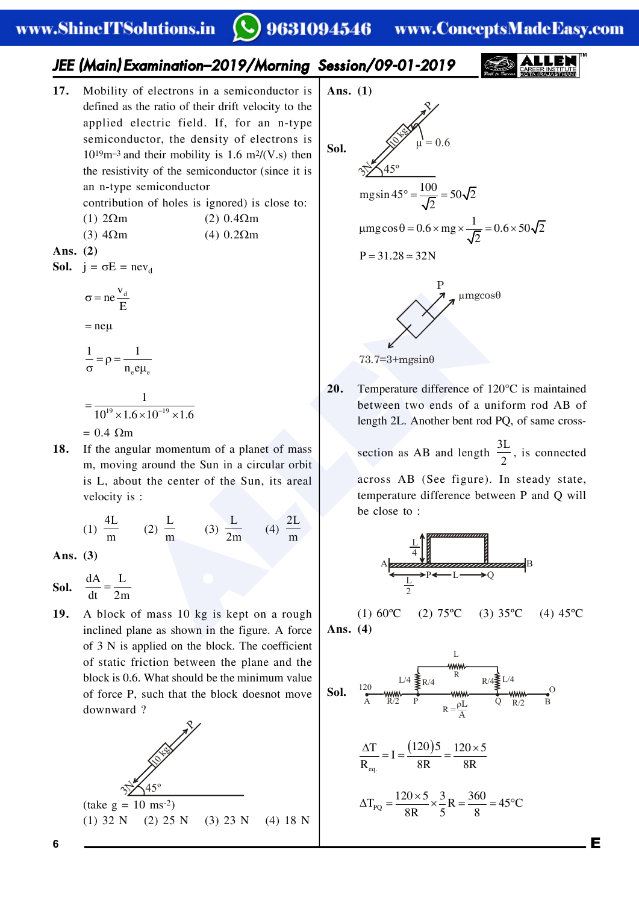**17.** Mobility of electrons in a semiconductor is defined as the ratio of their drift velocity to the applied electric field. If, for an n-type semiconductor, the density of electrons is $10^{19} m^{-3}$ and their mobility is $1.6\ m^2/(V.s)$ then the resistivity of the semiconductor (since it is an n-type semiconductor contribution of holes is ignored) is close to:

(1) 2Ωm (2) 0.4Ωm

(3) 4Ωm (4) 0.2Ωm

**Ans. (2)**

**Sol.** $j = \sigma E = nev_d$

$$\sigma = ne\frac{v_d}{E}$$

$$= ne\mu$$

$$\frac{1}{\sigma} = \rho = \frac{1}{n_e e \mu_e}$$

$$= \frac{1}{10^{19} \times 1.6 \times 10^{-19} \times 1.6}$$

$= 0.4\ \Omega m$

**18.** If the angular momentum of a planet of mass m, moving around the Sun in a circular orbit is L, about the center of the Sun, its areal velocity is :

(1) $\frac{4L}{m}$ (2) $\frac{L}{m}$ (3) $\frac{L}{2m}$ (4) $\frac{2L}{m}$

**Ans. (3)**

**Sol.** $\frac{dA}{dt} = \frac{L}{2m}$

**19.** A block of mass 10 kg is kept on a rough inclined plane as shown in the figure. A force of 3 N is applied on the block. The coefficient of static friction between the plane and the block is 0.6. What should be the minimum value of force P, such that the block doesnot move downward ?

(take $g = 10\ ms^{-2}$)

(1) 32 N (2) 25 N (3) 23 N (4) 18 N

**Ans. (1)**

**Sol.** $\mu = 0.6$

$$mg\sin 45° = \frac{100}{\sqrt{2}} = 50\sqrt{2}$$

$$\mu mg\cos\theta = 0.6 \times mg \times \frac{1}{\sqrt{2}} = 0.6 \times 50\sqrt{2}$$

$$P = 31.28 \simeq 32N$$

$73.7 = 3 + mg\sin\theta$

**20.** Temperature difference of 120°C is maintained between two ends of a uniform rod AB of length 2L. Another bent rod PQ, of same cross-section as AB and length $\frac{3L}{2}$, is connected across AB (See figure). In steady state, temperature difference between P and Q will be close to :

(1) 60ºC (2) 75ºC (3) 35ºC (4) 45ºC

**Ans. (4)**

**Sol.** $R = \frac{\rho L}{A}$

$$\frac{\Delta T}{R_{eq.}} = I = \frac{(120)5}{8R} = \frac{120 \times 5}{8R}$$

$$\Delta T_{PQ} = \frac{120 \times 5}{8R} \times \frac{3}{5}R = \frac{360}{8} = 45°C$$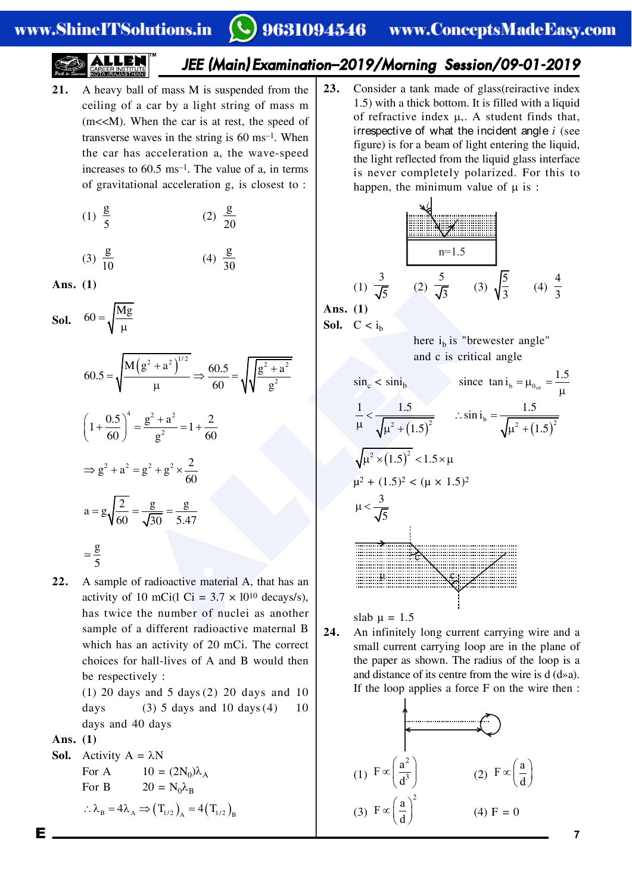**21.** A heavy ball of mass M is suspended from the ceiling of a car by a light string of mass m (m<<M). When the car is at rest, the speed of transverse waves in the string is 60 $ms^{-1}$. When the car has acceleration a, the wave-speed increases to 60.5 $ms^{-1}$. The value of a, in terms of gravitational acceleration g, is closest to :

(1) $\frac{g}{5}$ (2) $\frac{g}{20}$

(3) $\frac{g}{10}$ (4) $\frac{g}{30}$

**Ans. (1)**

**Sol.** $60 = \sqrt{\frac{Mg}{\mu}}$

$$60.5 = \sqrt{\frac{M\left(g^2 + a^2\right)^{1/2}}{\mu}} \Rightarrow \frac{60.5}{60} = \sqrt{\sqrt{\frac{g^2 + a^2}{g^2}}}$$

$$\left(1 + \frac{0.5}{60}\right)^4 = \frac{g^2 + a^2}{g^2} = 1 + \frac{2}{60}$$

$$\Rightarrow g^2 + a^2 = g^2 + g^2 \times \frac{2}{60}$$

$$a = g\sqrt{\frac{2}{60}} = \frac{g}{\sqrt{30}} = \frac{g}{5.47}$$

$$\simeq \frac{g}{5}$$

**22.** A sample of radioactive material A, that has an activity of 10 mCi(l Ci = 3.7 × $10^{10}$ decays/s), has twice the number of nuclei as another sample of a different radioactive maternal B which has an activity of 20 mCi. The correct choices for hall-lives of A and B would then be respectively :

(1) 20 days and 5 days (2) 20 days and 10 days (3) 5 days and 10 days (4) 10 days and 40 days

**Ans. (1)**

**Sol.** Activity A = $\lambda$N

For A  10 = $(2N_0)\lambda_A$

For B  20 = $N_0\lambda_B$

$\therefore \lambda_B = 4\lambda_A \Rightarrow \left(T_{1/2}\right)_A = 4\left(T_{1/2}\right)_B$

**23.** Consider a tank made of glass(reiractive index 1.5) with a thick bottom. It is filled with a liquid of refractive index $\mu$,. A student finds that, irrespective of what the incident angle $i$ (see figure) is for a beam of light entering the liquid, the light reflected from the liquid glass interface is never completely polarized. For this to happen, the minimum value of $\mu$ is :

n=1.5

(1) $\frac{3}{\sqrt{5}}$ (2) $\frac{5}{\sqrt{3}}$ (3) $\sqrt{\frac{5}{3}}$ (4) $\frac{4}{3}$

**Ans. (1)**

**Sol.** C < $i_b$

here $i_b$ is "brewester angle" and c is critical angle

$\sin_c < \sin i_b$  since $\tan i_b = \mu_{0_{rel}} = \frac{1.5}{\mu}$

$$\frac{1}{\mu} < \frac{1.5}{\sqrt{\mu^2 + (1.5)^2}} \qquad \therefore \sin i_b = \frac{1.5}{\sqrt{\mu^2 + (1.5)^2}}$$

$$\sqrt{\mu^2 \times (1.5)^2} < 1.5 \times \mu$$

$\mu^2 + (1.5)^2 < (\mu \times 1.5)^2$

$$\mu < \frac{3}{\sqrt{5}}$$

slab $\mu$ = 1.5

**24.** An infinitely long current carrying wire and a small current carrying loop are in the plane of the paper as shown. The radius of the loop is a and distance of its centre from the wire is d (d»a). If the loop applies a force F on the wire then :

(1) $F \propto \left(\frac{a^2}{d^3}\right)$ (2) $F \propto \left(\frac{a}{d}\right)$

(3) $F \propto \left(\frac{a}{d}\right)^2$ (4) F = 0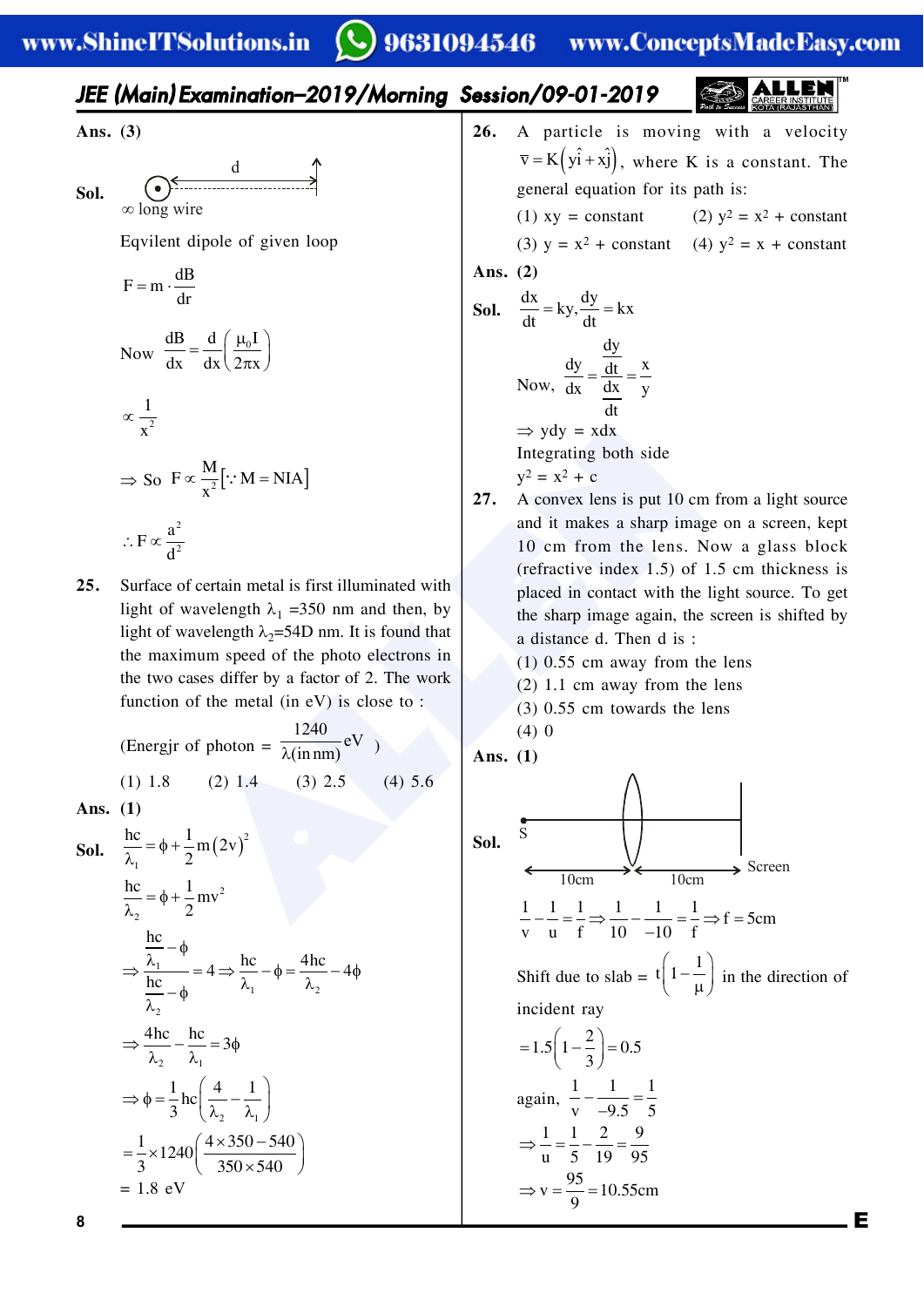**Ans. (3)**

**Sol.**

$\infty$ long wire, distance $d$

Eqvilent dipole of given loop

$$F = m \cdot \frac{dB}{dr}$$

Now $\frac{dB}{dx} = \frac{d}{dx}\left(\frac{\mu_0 I}{2\pi x}\right)$

$$\propto \frac{1}{x^2}$$

$\Rightarrow$ So $F \propto \frac{M}{x^2} [\because M = NIA]$

$$\therefore F \propto \frac{a^2}{d^2}$$

**25.** Surface of certain metal is first illuminated with light of wavelength $\lambda_1$ =350 nm and then, by light of wavelength $\lambda_2$=54D nm. It is found that the maximum speed of the photo electrons in the two cases differ by a factor of 2. The work function of the metal (in eV) is close to :

(Energjr of photon = $\frac{1240}{\lambda(\text{in nm})}$eV )

(1) 1.8 (2) 1.4 (3) 2.5 (4) 5.6

**Ans. (1)**

**Sol.**

$$\frac{hc}{\lambda_1} = \phi + \frac{1}{2}m(2v)^2$$

$$\frac{hc}{\lambda_2} = \phi + \frac{1}{2}mv^2$$

$$\Rightarrow \frac{\frac{hc}{\lambda_1} - \phi}{\frac{hc}{\lambda_2} - \phi} = 4 \Rightarrow \frac{hc}{\lambda_1} - \phi = \frac{4hc}{\lambda_2} - 4\phi$$

$$\Rightarrow \frac{4hc}{\lambda_2} - \frac{hc}{\lambda_1} = 3\phi$$

$$\Rightarrow \phi = \frac{1}{3}hc\left(\frac{4}{\lambda_2} - \frac{1}{\lambda_1}\right)$$

$$= \frac{1}{3} \times 1240\left(\frac{4 \times 350 - 540}{350 \times 540}\right)$$

= 1.8 eV

**26.** A particle is moving with a velocity $\vec{v} = K(y\hat{i} + x\hat{j})$, where K is a constant. The general equation for its path is:

(1) xy = constant (2) $y^2 = x^2$ + constant

(3) $y = x^2$ + constant (4) $y^2 = x$ + constant

**Ans. (2)**

**Sol.** $\frac{dx}{dt} = ky, \frac{dy}{dt} = kx$

Now, $\frac{dy}{dx} = \frac{\frac{dy}{dt}}{\frac{dx}{dt}} = \frac{x}{y}$

$\Rightarrow$ ydy = xdx

Integrating both side

$y^2 = x^2 + c$

**27.** A convex lens is put 10 cm from a light source and it makes a sharp image on a screen, kept 10 cm from the lens. Now a glass block (refractive index 1.5) of 1.5 cm thickness is placed in contact with the light source. To get the sharp image again, the screen is shifted by a distance d. Then d is :

(1) 0.55 cm away from the lens

(2) 1.1 cm away from the lens

(3) 0.55 cm towards the lens

(4) 0

**Ans. (1)**

**Sol.**

S — 10cm — lens — 10cm — Screen

$$\frac{1}{v} - \frac{1}{u} = \frac{1}{f} \Rightarrow \frac{1}{10} - \frac{1}{-10} = \frac{1}{f} \Rightarrow f = 5\text{cm}$$

Shift due to slab = $t\left(1 - \frac{1}{\mu}\right)$ in the direction of incident ray

$$= 1.5\left(1 - \frac{2}{3}\right) = 0.5$$

again, $\frac{1}{v} - \frac{1}{-9.5} = \frac{1}{5}$

$$\Rightarrow \frac{1}{u} = \frac{1}{5} - \frac{2}{19} = \frac{9}{95}$$

$$\Rightarrow v = \frac{95}{9} = 10.55\text{cm}$$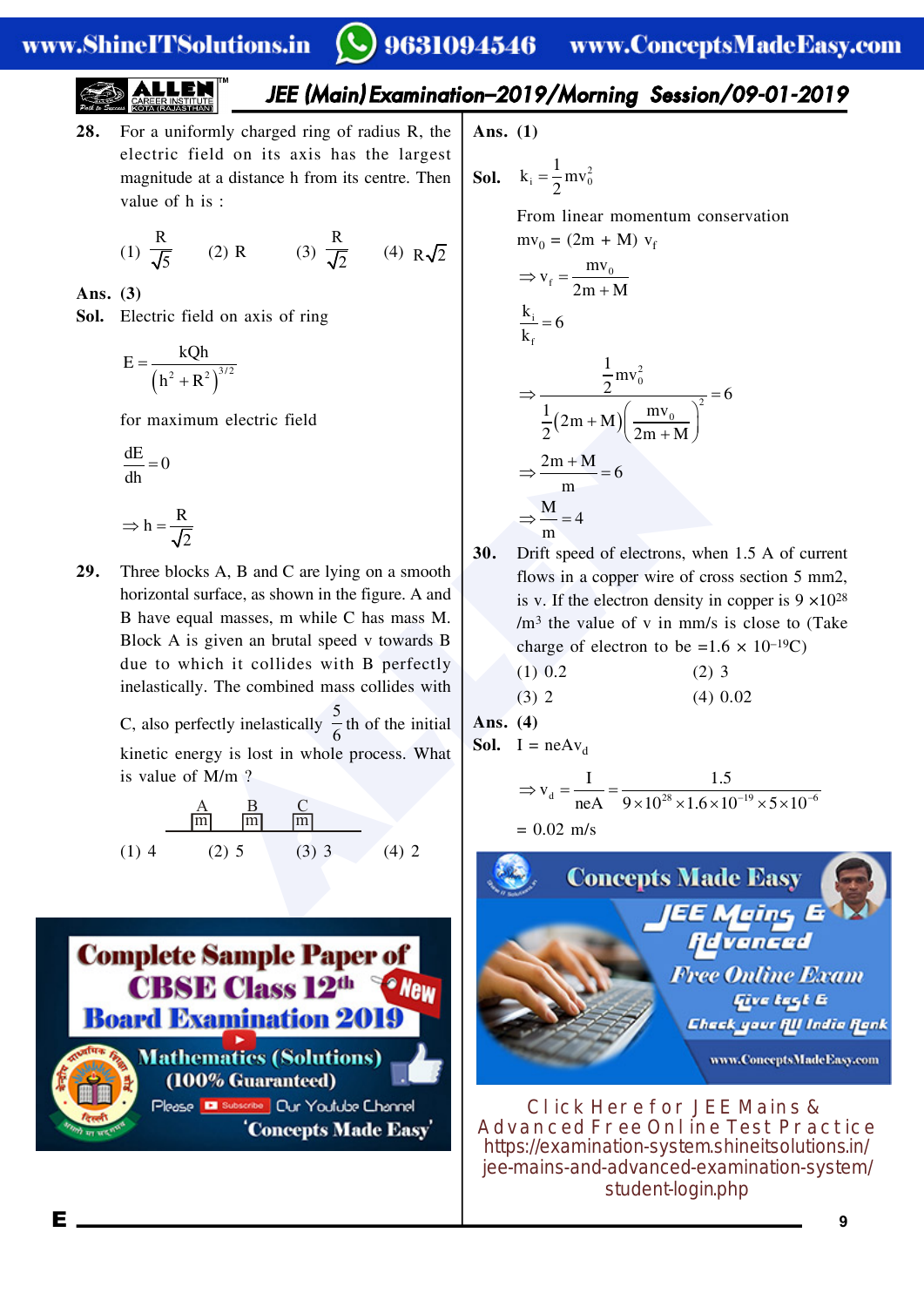**28.** For a uniformly charged ring of radius R, the electric field on its axis has the largest magnitude at a distance h from its centre. Then value of h is :

(1) $\frac{R}{\sqrt{5}}$ (2) R (3) $\frac{R}{\sqrt{2}}$ (4) $R\sqrt{2}$

**Ans. (3)**

**Sol.** Electric field on axis of ring

$$E = \frac{kQh}{\left(h^2 + R^2\right)^{3/2}}$$

for maximum electric field

$$\frac{dE}{dh} = 0$$

$$\Rightarrow h = \frac{R}{\sqrt{2}}$$

**29.** Three blocks A, B and C are lying on a smooth horizontal surface, as shown in the figure. A and B have equal masses, m while C has mass M. Block A is given an brutal speed v towards B due to which it collides with B perfectly inelastically. The combined mass collides with C, also perfectly inelastically $\frac{5}{6}$th of the initial kinetic energy is lost in whole process. What is value of M/m ?

A B C
m m m

(1) 4 (2) 5 (3) 3 (4) 2

**Ans. (1)**

**Sol.** $k_i = \frac{1}{2}mv_0^2$

From linear momentum conservation

$mv_0 = (2m + M)\, v_f$

$$\Rightarrow v_f = \frac{mv_0}{2m + M}$$

$$\frac{k_i}{k_f} = 6$$

$$\Rightarrow \frac{\frac{1}{2}mv_0^2}{\frac{1}{2}(2m + M)\left(\frac{mv_0}{2m + M}\right)^2} = 6$$

$$\Rightarrow \frac{2m + M}{m} = 6$$

$$\Rightarrow \frac{M}{m} = 4$$

**30.** Drift speed of electrons, when 1.5 A of current flows in a copper wire of cross section 5 mm2, is v. If the electron density in copper is $9 \times 10^{28}$ /$m^3$ the value of v in mm/s is close to (Take charge of electron to be $=1.6 \times 10^{-19}$C)

(1) 0.2 (2) 3
(3) 2 (4) 0.02

**Ans. (4)**

**Sol.** $I = neAv_d$

$$\Rightarrow v_d = \frac{I}{neA} = \frac{1.5}{9 \times 10^{28} \times 1.6 \times 10^{-19} \times 5 \times 10^{-6}}$$

$= 0.02$ m/s

Complete Sample Paper of CBSE Class 12th Board Examination 2019 — Mathematics (Solutions) (100% Guaranteed) — Please Subscribe Our Youtube Channel 'Concepts Made Easy'

Concepts Made Easy — JEE Mains & Advanced Free Online Exam — Give test & Check your All India Rank — www.ConceptsMadeEasy.com

Click Here for JEE Mains & Advanced Online Test Practice
https://examination-system.shineitsolutions.in/jee-mains-and-advanced-examination-system/student-login.php